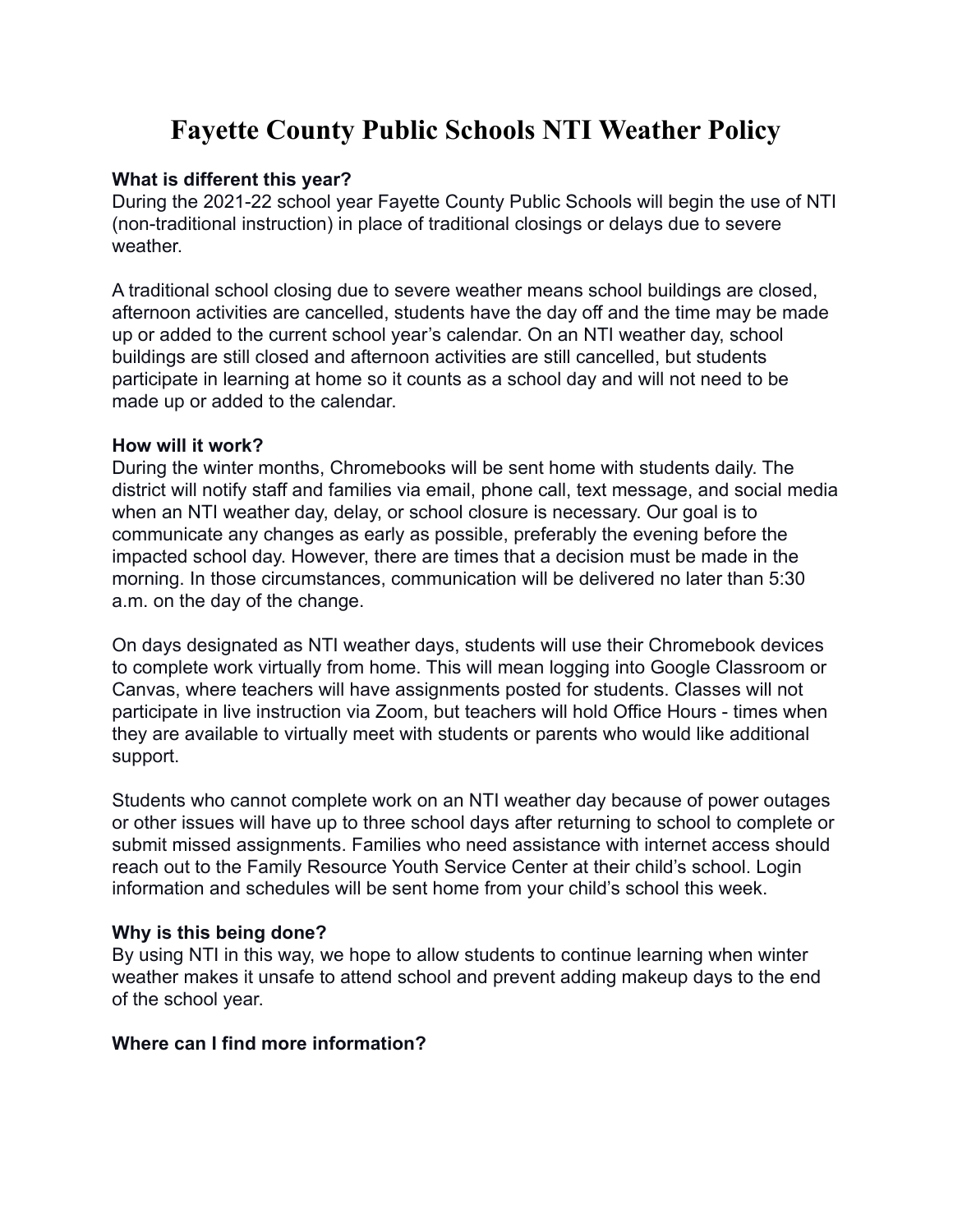# Fayette County Public Schools NTI Weather Policy

**What is different this year?**

During the 2021-22 school year Fayette County Public Schools will begin the use of NTI (non-traditional instruction) in place of traditional closings or delays due to severe weather.

A traditional school closing due to severe weather means school buildings are closed, afternoon activities are cancelled, students have the day off and the time may be made up or added to the current school year's calendar. On an NTI weather day, school buildings are still closed and afternoon activities are still cancelled, but students participate in learning at home so it counts as a school day and will not need to be made up or added to the calendar.

**How will it work?**

During the winter months, Chromebooks will be sent home with students daily. The district will notify staff and families via email, phone call, text message, and social media when an NTI weather day, delay, or school closure is necessary. Our goal is to communicate any changes as early as possible, preferably the evening before the impacted school day. However, there are times that a decision must be made in the morning. In those circumstances, communication will be delivered no later than 5:30 a.m. on the day of the change.

On days designated as NTI weather days, students will use their Chromebook devices to complete work virtually from home. This will mean logging into Google Classroom or Canvas, where teachers will have assignments posted for students. Classes will not participate in live instruction via Zoom, but teachers will hold Office Hours - times when they are available to virtually meet with students or parents who would like additional support.

Students who cannot complete work on an NTI weather day because of power outages or other issues will have up to three school days after returning to school to complete or submit missed assignments. Families who need assistance with internet access should reach out to the Family Resource Youth Service Center at their child's school. Login information and schedules will be sent home from your child's school this week.

**Why is this being done?**

By using NTI in this way, we hope to allow students to continue learning when winter weather makes it unsafe to attend school and prevent adding makeup days to the end of the school year.

**Where can I find more information?**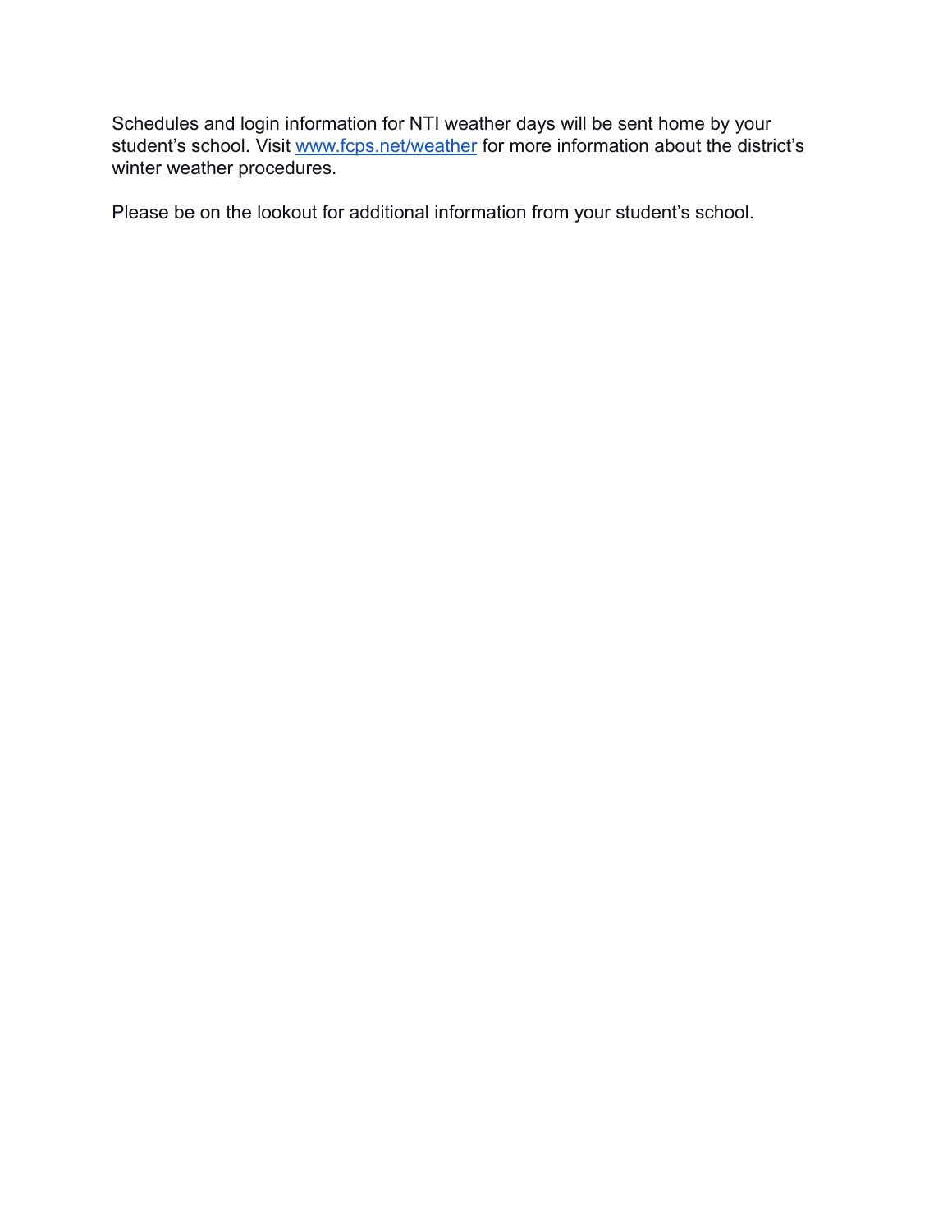Schedules and login information for NTI weather days will be sent home by your student's school. Visit [www.fcps.net/weather](http://www.fcps.net/weather) for more information about the district's winter weather procedures.

Please be on the lookout for additional information from your student's school.